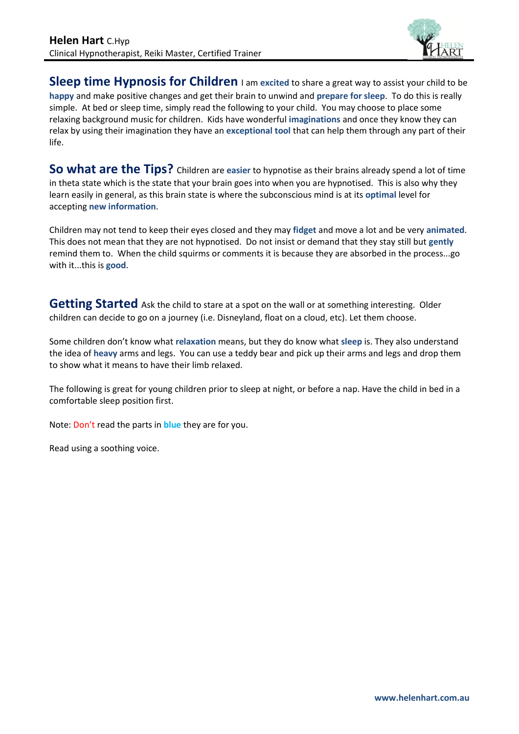**Helen Hart** C.Hyp
Clinical Hypnotherapist, Reiki Master, Certified Trainer

## Sleep time Hypnosis for Children

I am **excited** to share a great way to assist your child to be **happy** and make positive changes and get their brain to unwind and **prepare for sleep**. To do this is really simple. At bed or sleep time, simply read the following to your child. You may choose to place some relaxing background music for children. Kids have wonderful **imaginations** and once they know they can relax by using their imagination they have an **exceptional tool** that can help them through any part of their life.

## So what are the Tips?

Children are **easier** to hypnotise as their brains already spend a lot of time in theta state which is the state that your brain goes into when you are hypnotised. This is also why they learn easily in general, as this brain state is where the subconscious mind is at its **optimal** level for accepting **new information**.

Children may not tend to keep their eyes closed and they may **fidget** and move a lot and be very **animated**. This does not mean that they are not hypnotised. Do not insist or demand that they stay still but **gently** remind them to. When the child squirms or comments it is because they are absorbed in the process...go with it...this is **good**.

## Getting Started

Ask the child to stare at a spot on the wall or at something interesting. Older children can decide to go on a journey (i.e. Disneyland, float on a cloud, etc). Let them choose.

Some children don't know what **relaxation** means, but they do know what **sleep** is. They also understand the idea of **heavy** arms and legs. You can use a teddy bear and pick up their arms and legs and drop them to show what it means to have their limb relaxed.

The following is great for young children prior to sleep at night, or before a nap. Have the child in bed in a comfortable sleep position first.

Note: Don't read the parts in **blue** they are for you.

Read using a soothing voice.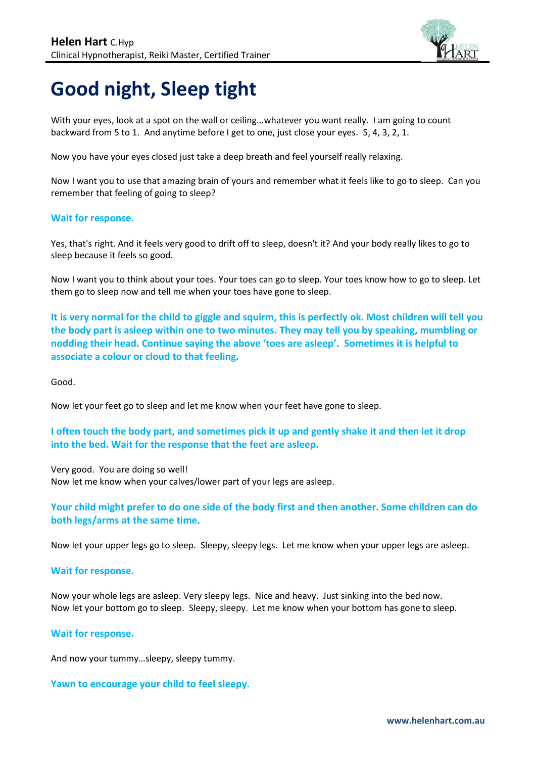# Good night, Sleep tight

With your eyes, look at a spot on the wall or ceiling...whatever you want really.  I am going to count backward from 5 to 1.  And anytime before I get to one, just close your eyes.  5, 4, 3, 2, 1.

Now you have your eyes closed just take a deep breath and feel yourself really relaxing.

Now I want you to use that amazing brain of yours and remember what it feels like to go to sleep.  Can you remember that feeling of going to sleep?

**Wait for response.**

Yes, that's right. And it feels very good to drift off to sleep, doesn't it? And your body really likes to go to sleep because it feels so good.

Now I want you to think about your toes. Your toes can go to sleep. Your toes know how to go to sleep. Let them go to sleep now and tell me when your toes have gone to sleep.

**It is very normal for the child to giggle and squirm, this is perfectly ok. Most children will tell you the body part is asleep within one to two minutes. They may tell you by speaking, mumbling or nodding their head. Continue saying the above 'toes are asleep'.  Sometimes it is helpful to associate a colour or cloud to that feeling.**

Good.

Now let your feet go to sleep and let me know when your feet have gone to sleep.

**I often touch the body part, and sometimes pick it up and gently shake it and then let it drop into the bed. Wait for the response that the feet are asleep.**

Very good.  You are doing so well!
Now let me know when your calves/lower part of your legs are asleep.

**Your child might prefer to do one side of the body first and then another. Some children can do both legs/arms at the same time**.

Now let your upper legs go to sleep.  Sleepy, sleepy legs.  Let me know when your upper legs are asleep.

**Wait for response.**

Now your whole legs are asleep. Very sleepy legs.  Nice and heavy.  Just sinking into the bed now.
Now let your bottom go to sleep.  Sleepy, sleepy.  Let me know when your bottom has gone to sleep.

**Wait for response.**

And now your tummy…sleepy, sleepy tummy.

**Yawn to encourage your child to feel sleepy.**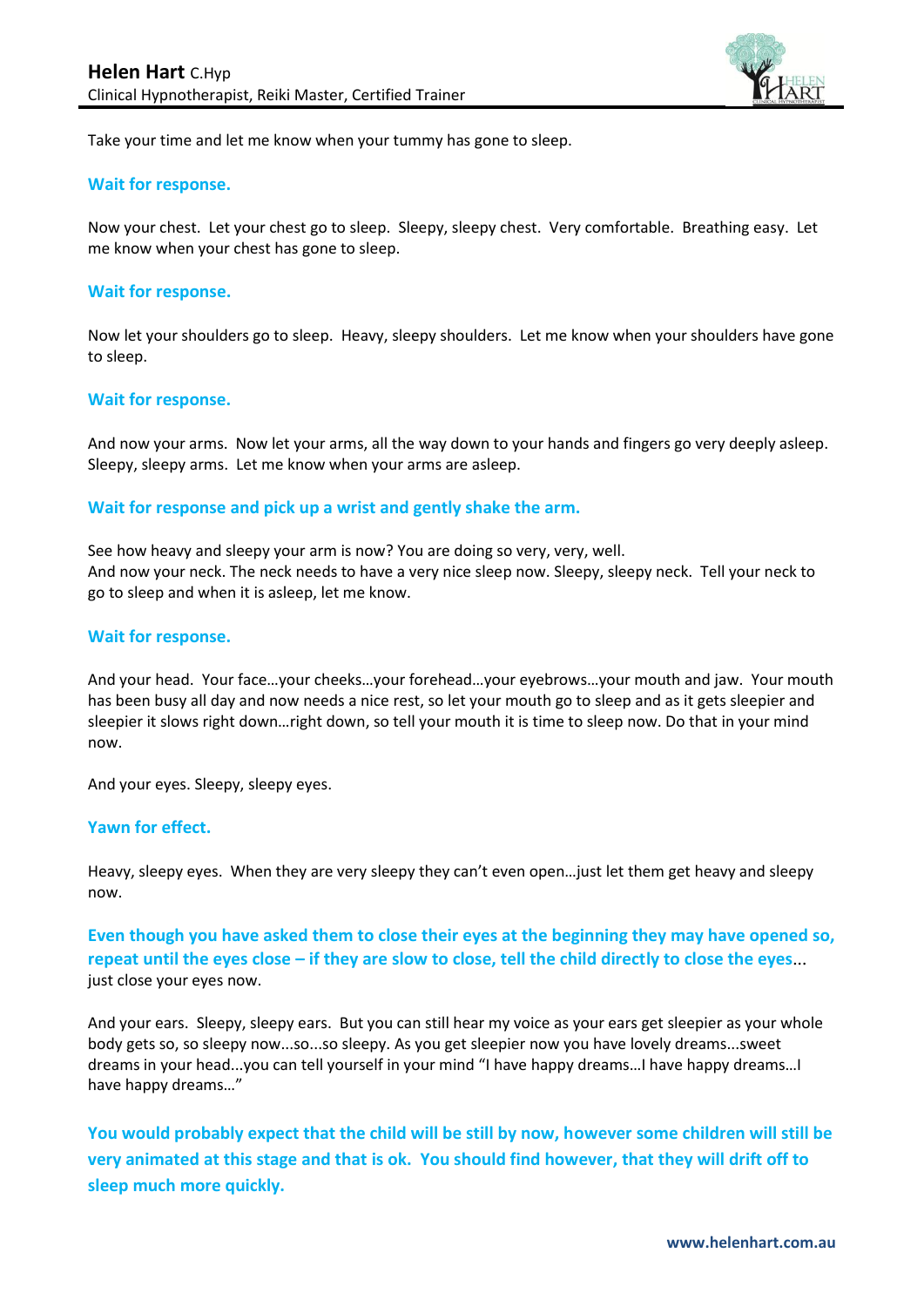Take your time and let me know when your tummy has gone to sleep.

**Wait for response.**

Now your chest. Let your chest go to sleep. Sleepy, sleepy chest. Very comfortable. Breathing easy. Let me know when your chest has gone to sleep.

**Wait for response.**

Now let your shoulders go to sleep. Heavy, sleepy shoulders. Let me know when your shoulders have gone to sleep.

**Wait for response.**

And now your arms. Now let your arms, all the way down to your hands and fingers go very deeply asleep. Sleepy, sleepy arms. Let me know when your arms are asleep.

**Wait for response and pick up a wrist and gently shake the arm.**

See how heavy and sleepy your arm is now? You are doing so very, very, well.
And now your neck. The neck needs to have a very nice sleep now. Sleepy, sleepy neck. Tell your neck to go to sleep and when it is asleep, let me know.

**Wait for response.**

And your head. Your face…your cheeks…your forehead…your eyebrows…your mouth and jaw. Your mouth has been busy all day and now needs a nice rest, so let your mouth go to sleep and as it gets sleepier and sleepier it slows right down…right down, so tell your mouth it is time to sleep now. Do that in your mind now.

And your eyes. Sleepy, sleepy eyes.

**Yawn for effect.**

Heavy, sleepy eyes. When they are very sleepy they can't even open…just let them get heavy and sleepy now.

**Even though you have asked them to close their eyes at the beginning they may have opened so, repeat until the eyes close – if they are slow to close, tell the child directly to close the eyes**... just close your eyes now.

And your ears. Sleepy, sleepy ears. But you can still hear my voice as your ears get sleepier as your whole body gets so, so sleepy now...so...so sleepy. As you get sleepier now you have lovely dreams...sweet dreams in your head...you can tell yourself in your mind "I have happy dreams…I have happy dreams…I have happy dreams…"

**You would probably expect that the child will be still by now, however some children will still be very animated at this stage and that is ok. You should find however, that they will drift off to sleep much more quickly.**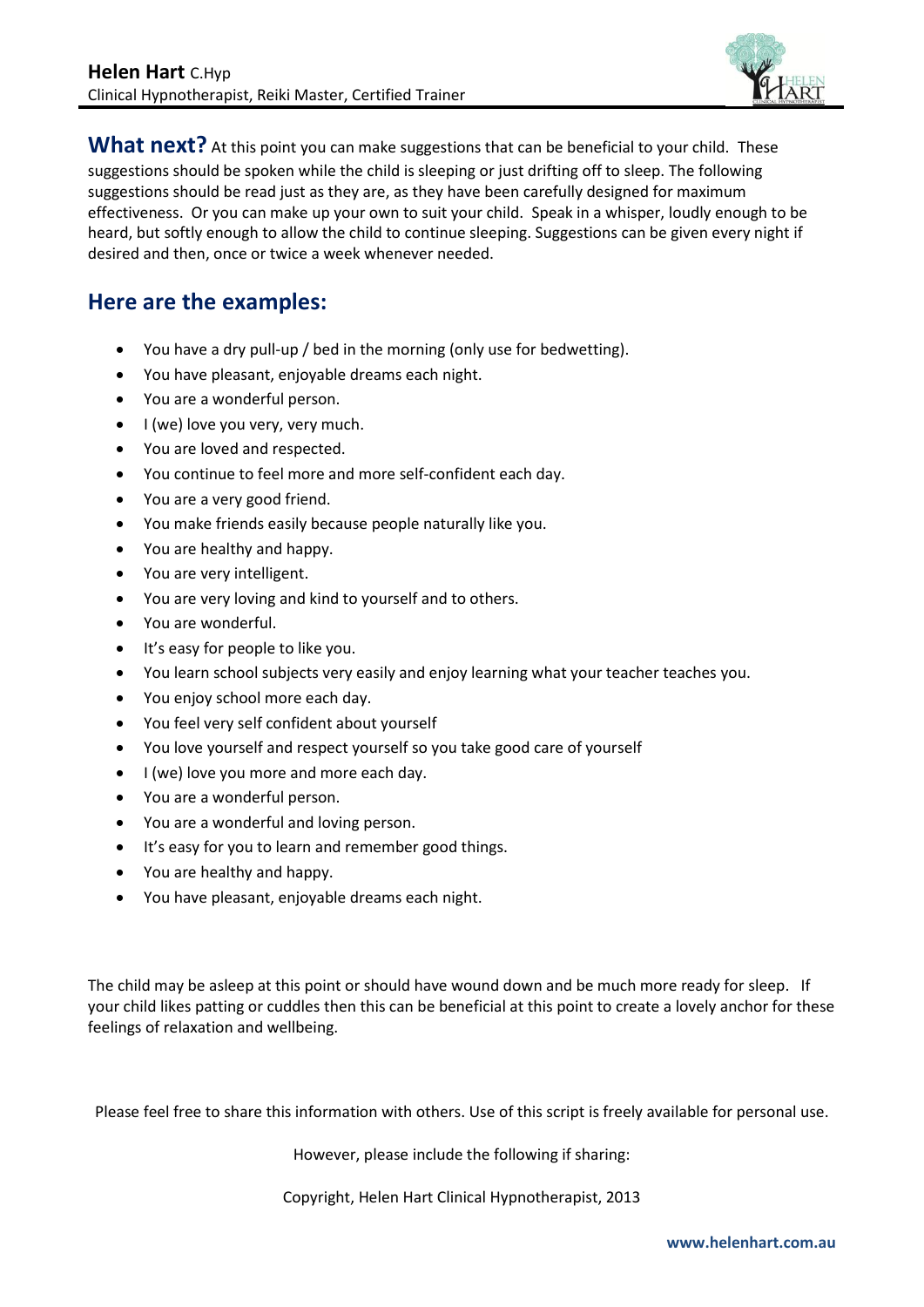**What next?** At this point you can make suggestions that can be beneficial to your child. These suggestions should be spoken while the child is sleeping or just drifting off to sleep. The following suggestions should be read just as they are, as they have been carefully designed for maximum effectiveness. Or you can make up your own to suit your child. Speak in a whisper, loudly enough to be heard, but softly enough to allow the child to continue sleeping. Suggestions can be given every night if desired and then, once or twice a week whenever needed.

## Here are the examples:

- You have a dry pull-up / bed in the morning (only use for bedwetting).
- You have pleasant, enjoyable dreams each night.
- You are a wonderful person.
- I (we) love you very, very much.
- You are loved and respected.
- You continue to feel more and more self-confident each day.
- You are a very good friend.
- You make friends easily because people naturally like you.
- You are healthy and happy.
- You are very intelligent.
- You are very loving and kind to yourself and to others.
- You are wonderful.
- It's easy for people to like you.
- You learn school subjects very easily and enjoy learning what your teacher teaches you.
- You enjoy school more each day.
- You feel very self confident about yourself
- You love yourself and respect yourself so you take good care of yourself
- I (we) love you more and more each day.
- You are a wonderful person.
- You are a wonderful and loving person.
- It's easy for you to learn and remember good things.
- You are healthy and happy.
- You have pleasant, enjoyable dreams each night.

The child may be asleep at this point or should have wound down and be much more ready for sleep. If your child likes patting or cuddles then this can be beneficial at this point to create a lovely anchor for these feelings of relaxation and wellbeing.

Please feel free to share this information with others. Use of this script is freely available for personal use.

However, please include the following if sharing:

Copyright, Helen Hart Clinical Hypnotherapist, 2013

www.helenhart.com.au